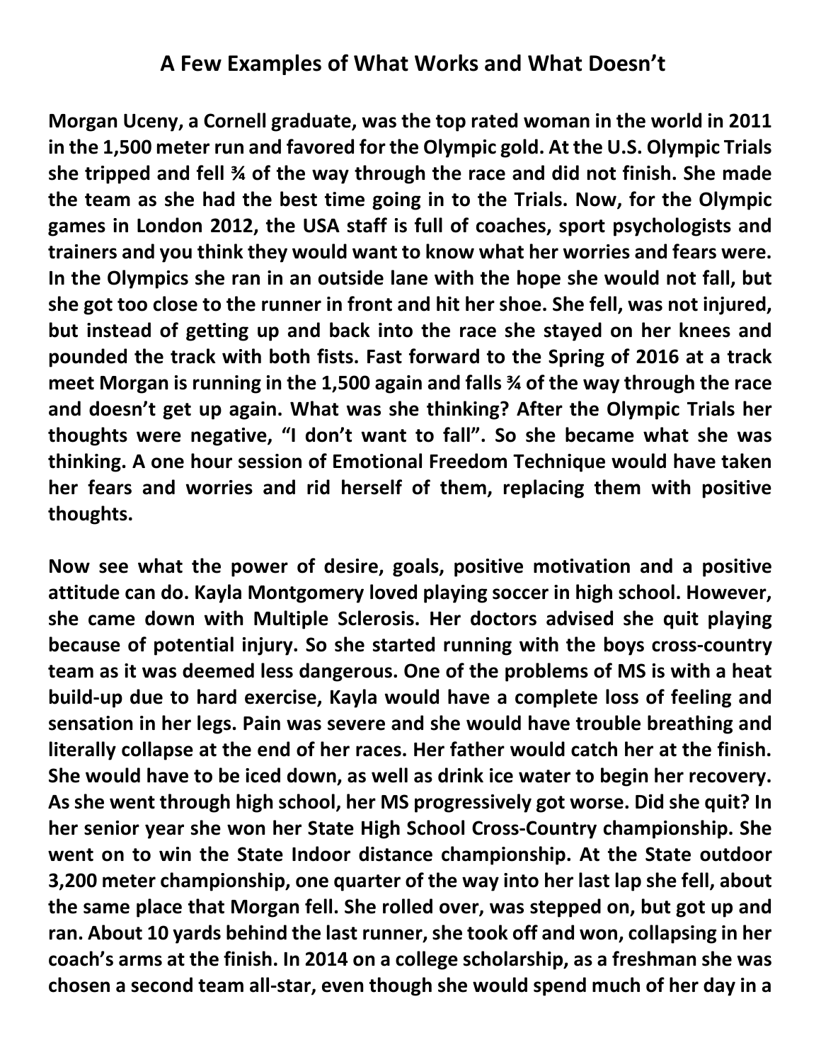# A Few Examples of What Works and What Doesn't

**Morgan Uceny, a Cornell graduate, was the top rated woman in the world in 2011 in the 1,500 meter run and favored for the Olympic gold. At the U.S. Olympic Trials she tripped and fell ¾ of the way through the race and did not finish. She made the team as she had the best time going in to the Trials. Now, for the Olympic games in London 2012, the USA staff is full of coaches, sport psychologists and trainers and you think they would want to know what her worries and fears were. In the Olympics she ran in an outside lane with the hope she would not fall, but she got too close to the runner in front and hit her shoe. She fell, was not injured, but instead of getting up and back into the race she stayed on her knees and pounded the track with both fists. Fast forward to the Spring of 2016 at a track meet Morgan is running in the 1,500 again and falls ¾ of the way through the race and doesn't get up again. What was she thinking? After the Olympic Trials her thoughts were negative, "I don't want to fall". So she became what she was thinking. A one hour session of Emotional Freedom Technique would have taken her fears and worries and rid herself of them, replacing them with positive thoughts.**

**Now see what the power of desire, goals, positive motivation and a positive attitude can do. Kayla Montgomery loved playing soccer in high school. However, she came down with Multiple Sclerosis. Her doctors advised she quit playing because of potential injury. So she started running with the boys cross-country team as it was deemed less dangerous. One of the problems of MS is with a heat build-up due to hard exercise, Kayla would have a complete loss of feeling and sensation in her legs. Pain was severe and she would have trouble breathing and literally collapse at the end of her races. Her father would catch her at the finish. She would have to be iced down, as well as drink ice water to begin her recovery. As she went through high school, her MS progressively got worse. Did she quit? In her senior year she won her State High School Cross-Country championship. She went on to win the State Indoor distance championship. At the State outdoor 3,200 meter championship, one quarter of the way into her last lap she fell, about the same place that Morgan fell. She rolled over, was stepped on, but got up and ran. About 10 yards behind the last runner, she took off and won, collapsing in her coach's arms at the finish. In 2014 on a college scholarship, as a freshman she was chosen a second team all-star, even though she would spend much of her day in a**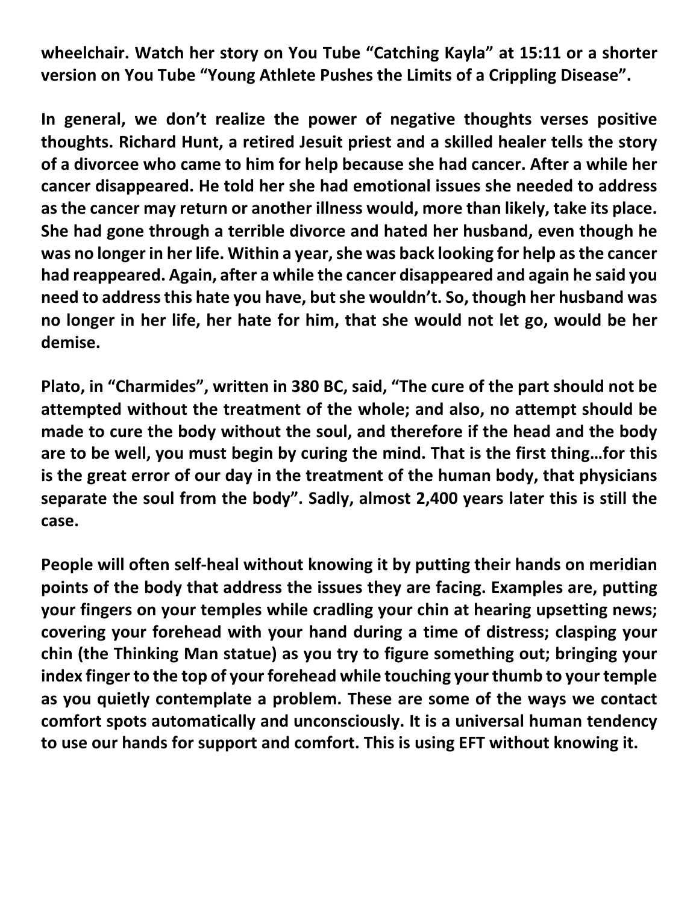**wheelchair. Watch her story on You Tube “Catching Kayla” at 15:11 or a shorter version on You Tube “Young Athlete Pushes the Limits of a Crippling Disease”.**

**In general, we don’t realize the power of negative thoughts verses positive thoughts. Richard Hunt, a retired Jesuit priest and a skilled healer tells the story of a divorcee who came to him for help because she had cancer. After a while her cancer disappeared. He told her she had emotional issues she needed to address as the cancer may return or another illness would, more than likely, take its place. She had gone through a terrible divorce and hated her husband, even though he was no longer in her life. Within a year, she was back looking for help as the cancer had reappeared. Again, after a while the cancer disappeared and again he said you need to address this hate you have, but she wouldn’t. So, though her husband was no longer in her life, her hate for him, that she would not let go, would be her demise.**

**Plato, in “Charmides”, written in 380 BC, said, “The cure of the part should not be attempted without the treatment of the whole; and also, no attempt should be made to cure the body without the soul, and therefore if the head and the body are to be well, you must begin by curing the mind. That is the first thing…for this is the great error of our day in the treatment of the human body, that physicians separate the soul from the body”. Sadly, almost 2,400 years later this is still the case.**

**People will often self-heal without knowing it by putting their hands on meridian points of the body that address the issues they are facing. Examples are, putting your fingers on your temples while cradling your chin at hearing upsetting news; covering your forehead with your hand during a time of distress; clasping your chin (the Thinking Man statue) as you try to figure something out; bringing your index finger to the top of your forehead while touching your thumb to your temple as you quietly contemplate a problem. These are some of the ways we contact comfort spots automatically and unconsciously. It is a universal human tendency to use our hands for support and comfort. This is using EFT without knowing it.**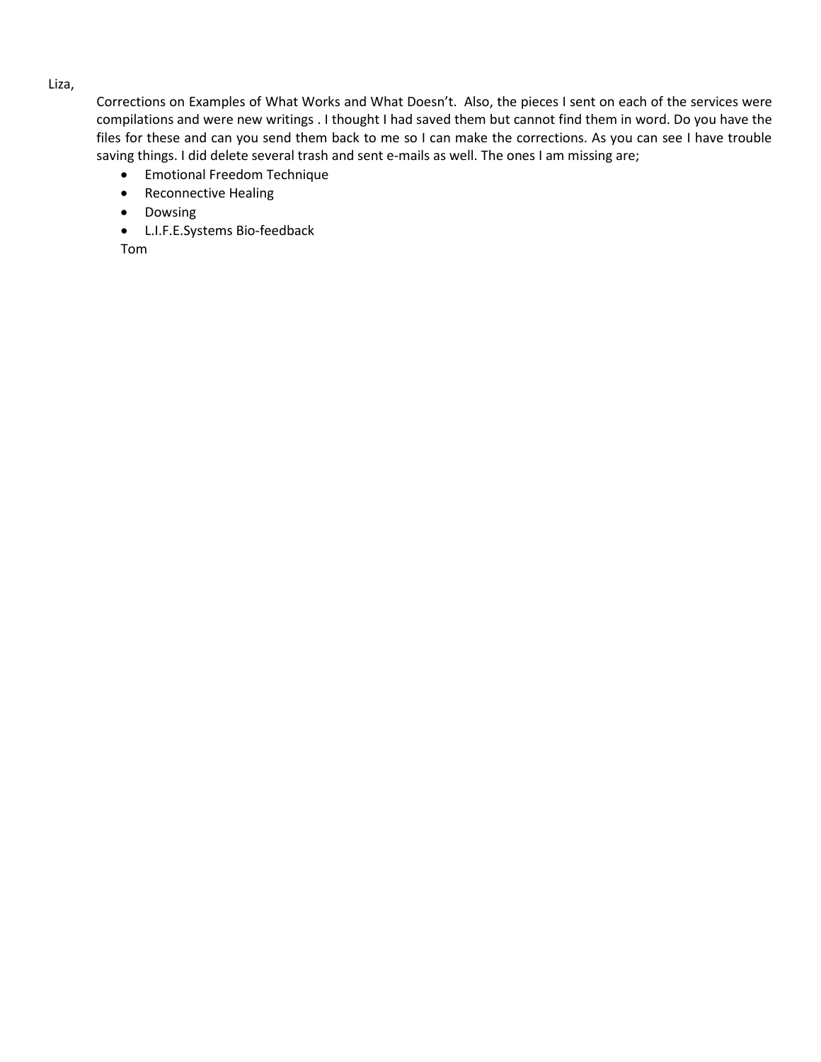Liza,

Corrections on Examples of What Works and What Doesn't. Also, the pieces I sent on each of the services were compilations and were new writings . I thought I had saved them but cannot find them in word. Do you have the files for these and can you send them back to me so I can make the corrections. As you can see I have trouble saving things. I did delete several trash and sent e-mails as well. The ones I am missing are;

- Emotional Freedom Technique
- Reconnective Healing
- Dowsing
- L.I.F.E.Systems Bio-feedback

Tom